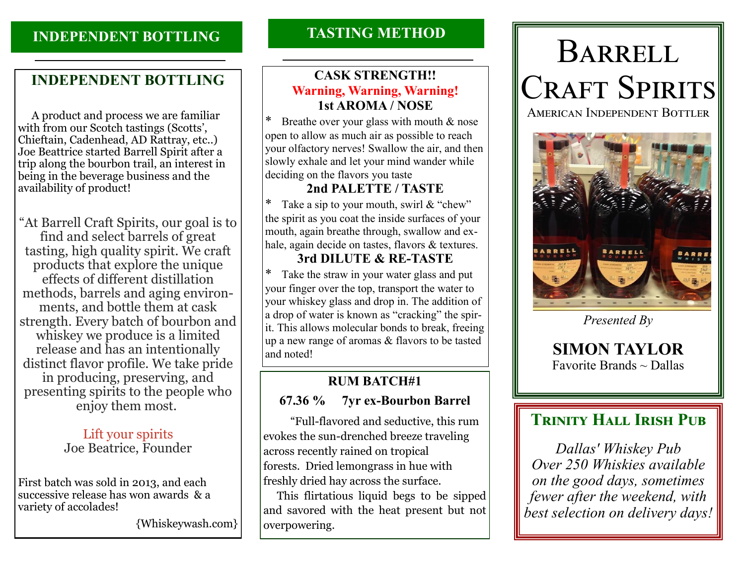## INDEPENDENT BOTTLING

### INDEPENDENT BOTTLING

A product and process we are familiar with from our Scotch tastings (Scotts', Chieftain, Cadenhead, AD Rattray, etc..) Joe Beattrice started Barrell Spirit after a trip along the bourbon trail, an interest in being in the beverage business and the availability of product!

"At Barrell Craft Spirits, our goal is to find and select barrels of great tasting, high quality spirit. We craft products that explore the unique effects of different distillation methods, barrels and aging environments, and bottle them at cask strength. Every batch of bourbon and whiskey we produce is a limited release and has an intentionally distinct flavor profile. We take pride in producing, preserving, and presenting spirits to the people who enjoy them most.

Lift your spirits
Joe Beatrice, Founder

First batch was sold in 2013, and each successive release has won awards & a variety of accolades!

{Whiskeywash.com}

## TASTING METHOD

### CASK STRENGTH!!

**Warning, Warning, Warning!**

**1st AROMA / NOSE**

* Breathe over your glass with mouth & nose open to allow as much air as possible to reach your olfactory nerves! Swallow the air, and then slowly exhale and let your mind wander while deciding on the flavors you taste

**2nd PALETTE / TASTE**

* Take a sip to your mouth, swirl & "chew" the spirit as you coat the inside surfaces of your mouth, again breathe through, swallow and exhale, again decide on tastes, flavors & textures.

**3rd DILUTE & RE-TASTE**

* Take the straw in your water glass and put your finger over the top, transport the water to your whiskey glass and drop in. The addition of a drop of water is known as "cracking" the spirit. This allows molecular bonds to break, freeing up a new range of aromas & flavors to be tasted and noted!

### RUM BATCH#1

**67.36 % 7yr ex-Bourbon Barrel**

"Full-flavored and seductive, this rum evokes the sun-drenched breeze traveling across recently rained on tropical forests. Dried lemongrass in hue with freshly dried hay across the surface.

This flirtatious liquid begs to be sipped and savored with the heat present but not overpowering.

# Barrell Craft Spirits

American Independent Bottler

*Presented By*

**SIMON TAYLOR**

Favorite Brands ~ Dallas

## Trinity Hall Irish Pub

*Dallas' Whiskey Pub*
*Over 250 Whiskies available on the good days, sometimes fewer after the weekend, with best selection on delivery days!*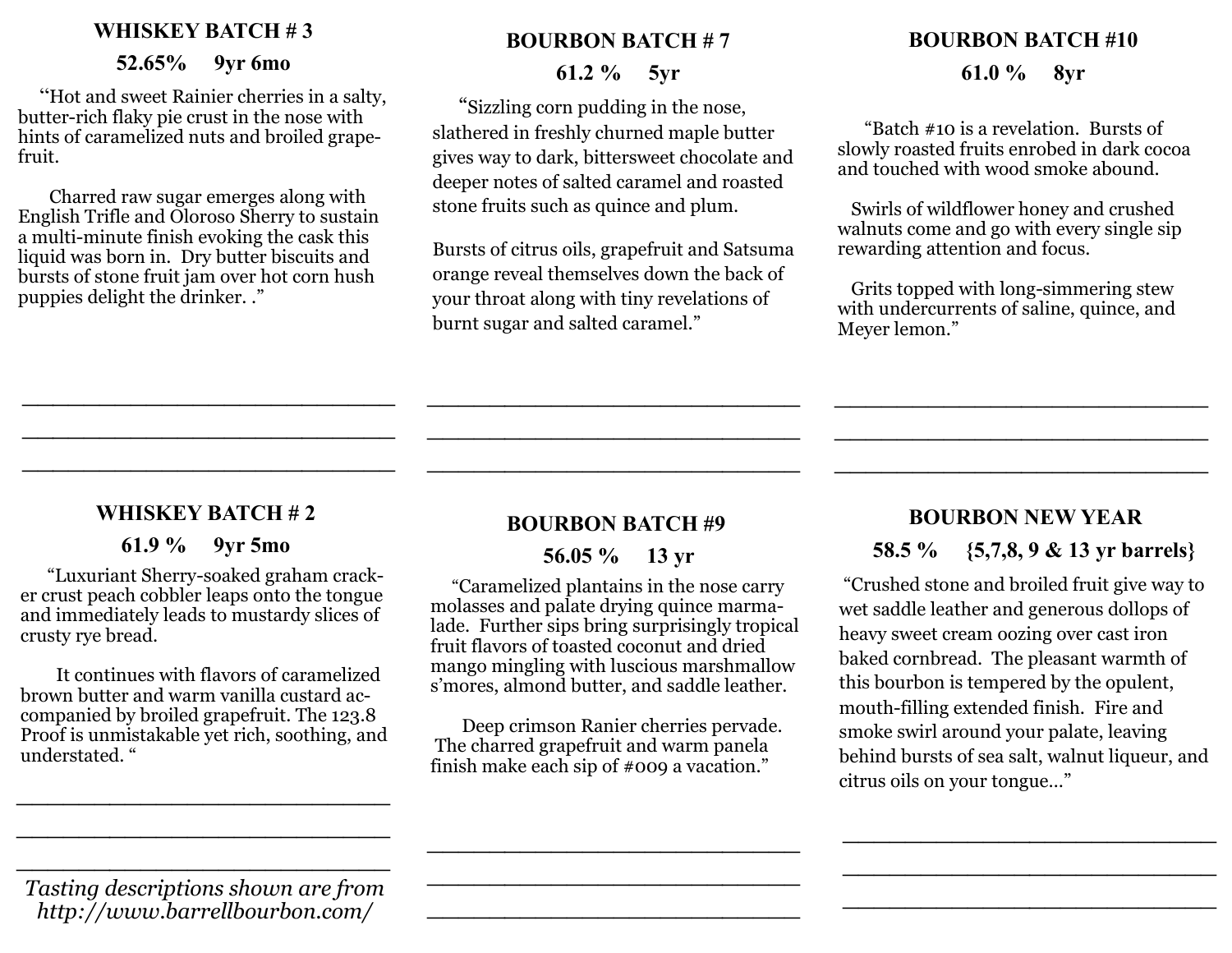## WHISKEY BATCH # 3

**52.65%  9yr 6mo**

"Hot and sweet Rainier cherries in a salty, butter-rich flaky pie crust in the nose with hints of caramelized nuts and broiled grapefruit.

Charred raw sugar emerges along with English Trifle and Oloroso Sherry to sustain a multi-minute finish evoking the cask this liquid was born in. Dry butter biscuits and bursts of stone fruit jam over hot corn hush puppies delight the drinker. ."

______________________________

______________________________

______________________________

## BOURBON BATCH # 7

**61.2 %  5yr**

"Sizzling corn pudding in the nose, slathered in freshly churned maple butter gives way to dark, bittersweet chocolate and deeper notes of salted caramel and roasted stone fruits such as quince and plum.

Bursts of citrus oils, grapefruit and Satsuma orange reveal themselves down the back of your throat along with tiny revelations of burnt sugar and salted caramel."

______________________________

______________________________

______________________________

## BOURBON BATCH #10

**61.0 %  8yr**

"Batch #10 is a revelation. Bursts of slowly roasted fruits enrobed in dark cocoa and touched with wood smoke abound.

Swirls of wildflower honey and crushed walnuts come and go with every single sip rewarding attention and focus.

Grits topped with long-simmering stew with undercurrents of saline, quince, and Meyer lemon."

______________________________

______________________________

______________________________

## WHISKEY BATCH # 2

**61.9 %  9yr 5mo**

"Luxuriant Sherry-soaked graham cracker crust peach cobbler leaps onto the tongue and immediately leads to mustardy slices of crusty rye bread.

It continues with flavors of caramelized brown butter and warm vanilla custard accompanied by broiled grapefruit. The 123.8 Proof is unmistakable yet rich, soothing, and understated. "

______________________________

______________________________

______________________________

*Tasting descriptions shown are from http://www.barrellbourbon.com/*

## BOURBON BATCH #9

**56.05 %  13 yr**

"Caramelized plantains in the nose carry molasses and palate drying quince marmalade. Further sips bring surprisingly tropical fruit flavors of toasted coconut and dried mango mingling with luscious marshmallow s'mores, almond butter, and saddle leather.

Deep crimson Ranier cherries pervade. The charred grapefruit and warm panela finish make each sip of #009 a vacation."

______________________________

______________________________

______________________________

## BOURBON NEW YEAR

**58.5 %  {5,7,8, 9 & 13 yr barrels}**

"Crushed stone and broiled fruit give way to wet saddle leather and generous dollops of heavy sweet cream oozing over cast iron baked cornbread. The pleasant warmth of this bourbon is tempered by the opulent, mouth-filling extended finish. Fire and smoke swirl around your palate, leaving behind bursts of sea salt, walnut liqueur, and citrus oils on your tongue…"

______________________________

______________________________

______________________________